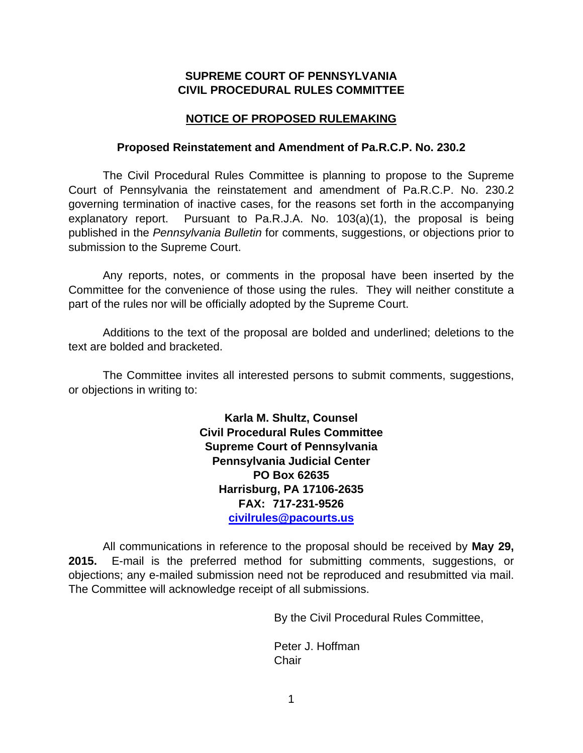**SUPREME COURT OF PENNSYLVANIA**
**CIVIL PROCEDURAL RULES COMMITTEE**

**NOTICE OF PROPOSED RULEMAKING**

**Proposed Reinstatement and Amendment of Pa.R.C.P. No. 230.2**

The Civil Procedural Rules Committee is planning to propose to the Supreme Court of Pennsylvania the reinstatement and amendment of Pa.R.C.P. No. 230.2 governing termination of inactive cases, for the reasons set forth in the accompanying explanatory report. Pursuant to Pa.R.J.A. No. 103(a)(1), the proposal is being published in the *Pennsylvania Bulletin* for comments, suggestions, or objections prior to submission to the Supreme Court.

Any reports, notes, or comments in the proposal have been inserted by the Committee for the convenience of those using the rules. They will neither constitute a part of the rules nor will be officially adopted by the Supreme Court.

Additions to the text of the proposal are bolded and underlined; deletions to the text are bolded and bracketed.

The Committee invites all interested persons to submit comments, suggestions, or objections in writing to:

**Karla M. Shultz, Counsel**
**Civil Procedural Rules Committee**
**Supreme Court of Pennsylvania**
**Pennsylvania Judicial Center**
**PO Box 62635**
**Harrisburg, PA 17106-2635**
**FAX: 717-231-9526**
**civilrules@pacourts.us**

All communications in reference to the proposal should be received by **May 29, 2015.** E-mail is the preferred method for submitting comments, suggestions, or objections; any e-mailed submission need not be reproduced and resubmitted via mail. The Committee will acknowledge receipt of all submissions.

By the Civil Procedural Rules Committee,

Peter J. Hoffman
Chair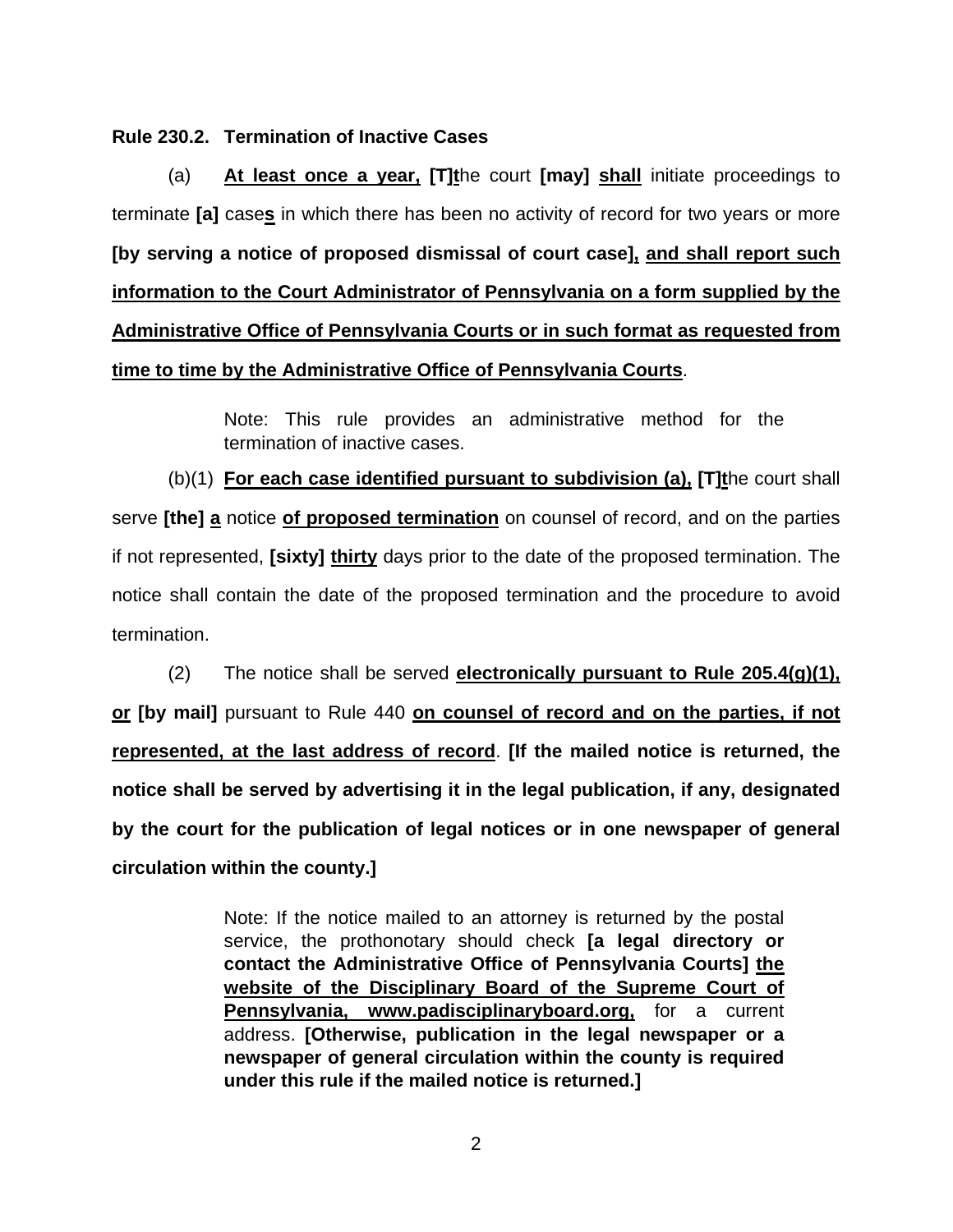**Rule 230.2. Termination of Inactive Cases**

(a) <u>**At least once a year,**</u> **[T]**<u>**t**</u>he court **[may]** <u>**shall**</u> initiate proceedings to terminate **[a]** case<u>**s**</u> in which there has been no activity of record for two years or more **[by serving a notice of proposed dismissal of court case]**<u>**,**</u> <u>**and shall report such information to the Court Administrator of Pennsylvania on a form supplied by the Administrative Office of Pennsylvania Courts or in such format as requested from time to time by the Administrative Office of Pennsylvania Courts**</u>.

> Note: This rule provides an administrative method for the termination of inactive cases.

(b)(1) <u>**For each case identified pursuant to subdivision (a),**</u> **[T]**<u>**t**</u>he court shall serve **[the]** <u>**a**</u> notice <u>**of proposed termination**</u> on counsel of record, and on the parties if not represented, **[sixty]** <u>**thirty**</u> days prior to the date of the proposed termination. The notice shall contain the date of the proposed termination and the procedure to avoid termination.

(2) The notice shall be served <u>**electronically pursuant to Rule 205.4(g)(1), or**</u> **[by mail]** pursuant to Rule 440 <u>**on counsel of record and on the parties, if not represented, at the last address of record**</u>. **[If the mailed notice is returned, the notice shall be served by advertising it in the legal publication, if any, designated by the court for the publication of legal notices or in one newspaper of general circulation within the county.]**

> Note: If the notice mailed to an attorney is returned by the postal service, the prothonotary should check **[a legal directory or contact the Administrative Office of Pennsylvania Courts]** <u>**the website of the Disciplinary Board of the Supreme Court of Pennsylvania, www.padisciplinaryboard.org,**</u> for a current address. **[Otherwise, publication in the legal newspaper or a newspaper of general circulation within the county is required under this rule if the mailed notice is returned.]**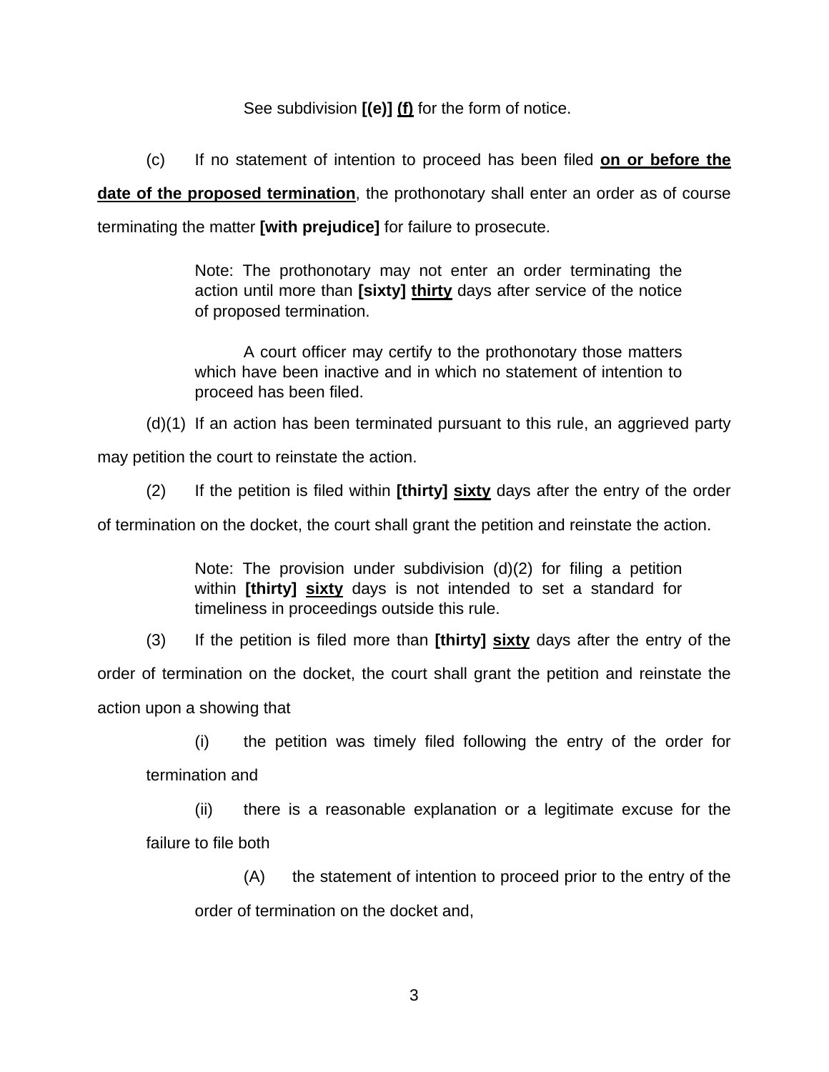See subdivision **[(e)]** **<u>(f)</u>** for the form of notice.

(c) If no statement of intention to proceed has been filed **<u>on or before the date of the proposed termination</u>**, the prothonotary shall enter an order as of course terminating the matter **[with prejudice]** for failure to prosecute.

> Note: The prothonotary may not enter an order terminating the action until more than **[sixty]** **<u>thirty</u>** days after service of the notice of proposed termination.
>
> A court officer may certify to the prothonotary those matters which have been inactive and in which no statement of intention to proceed has been filed.

(d)(1) If an action has been terminated pursuant to this rule, an aggrieved party may petition the court to reinstate the action.

(2) If the petition is filed within **[thirty]** **<u>sixty</u>** days after the entry of the order of termination on the docket, the court shall grant the petition and reinstate the action.

> Note: The provision under subdivision (d)(2) for filing a petition within **[thirty]** **<u>sixty</u>** days is not intended to set a standard for timeliness in proceedings outside this rule.

(3) If the petition is filed more than **[thirty]** **<u>sixty</u>** days after the entry of the order of termination on the docket, the court shall grant the petition and reinstate the action upon a showing that

(i) the petition was timely filed following the entry of the order for termination and

(ii) there is a reasonable explanation or a legitimate excuse for the failure to file both

(A) the statement of intention to proceed prior to the entry of the order of termination on the docket and,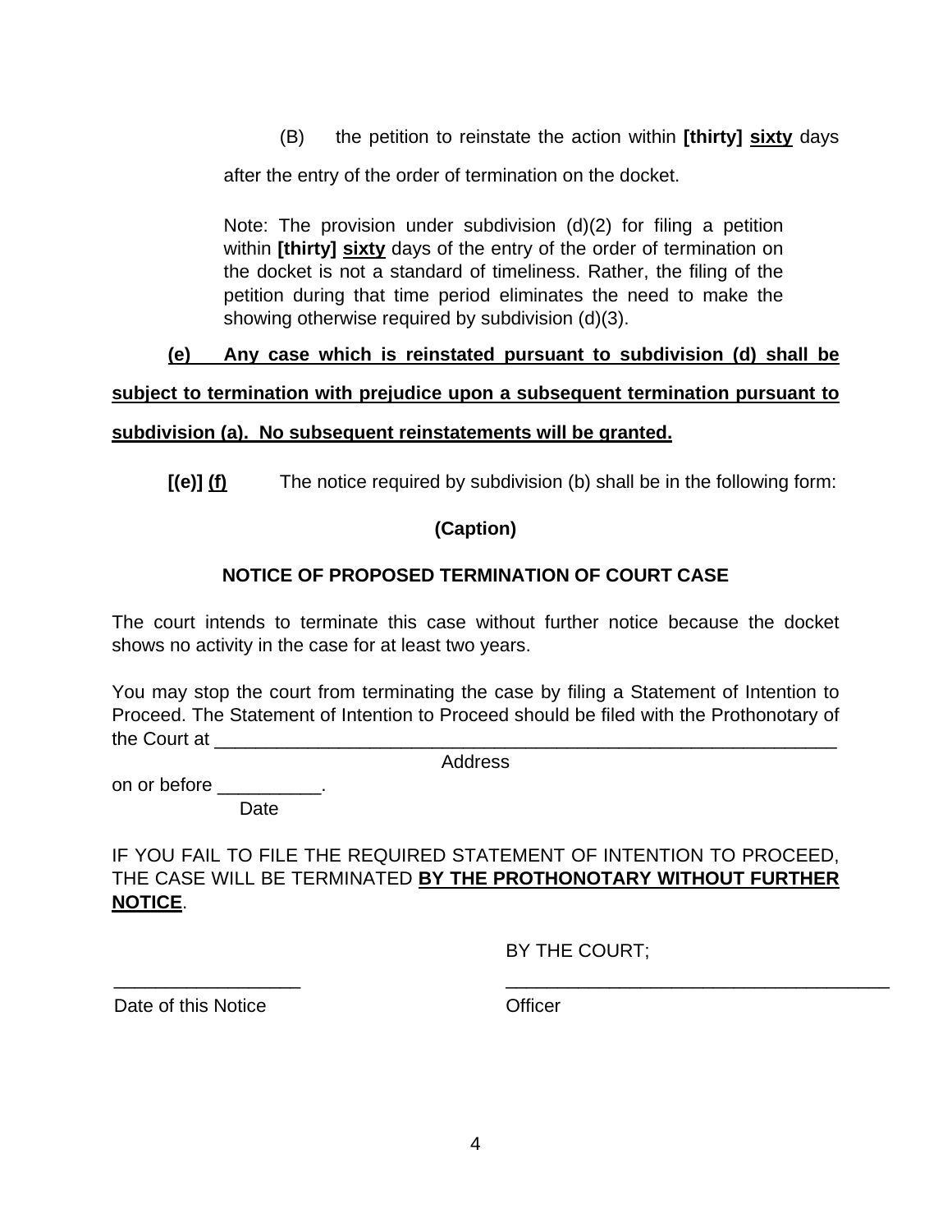(B) the petition to reinstate the action within **[thirty]** **<u>sixty</u>** days after the entry of the order of termination on the docket.

Note: The provision under subdivision (d)(2) for filing a petition within **[thirty]** **<u>sixty</u>** days of the entry of the order of termination on the docket is not a standard of timeliness. Rather, the filing of the petition during that time period eliminates the need to make the showing otherwise required by subdivision (d)(3).

**<u>(e) Any case which is reinstated pursuant to subdivision (d) shall be subject to termination with prejudice upon a subsequent termination pursuant to subdivision (a). No subsequent reinstatements will be granted.</u>**

**[(e)]** **<u>(f)</u>** The notice required by subdivision (b) shall be in the following form:

**(Caption)**

**NOTICE OF PROPOSED TERMINATION OF COURT CASE**

The court intends to terminate this case without further notice because the docket shows no activity in the case for at least two years.

You may stop the court from terminating the case by filing a Statement of Intention to Proceed. The Statement of Intention to Proceed should be filed with the Prothonotary of the Court at \_\_\_\_\_\_\_\_\_\_\_\_\_\_\_\_\_\_\_\_\_\_\_\_\_\_\_\_\_\_\_\_\_\_\_\_\_\_\_\_\_\_\_\_\_\_\_\_\_\_\_\_\_\_\_\_\_\_\_\_\_\_
Address
on or before \_\_\_\_\_\_\_\_\_\_.
Date

IF YOU FAIL TO FILE THE REQUIRED STATEMENT OF INTENTION TO PROCEED, THE CASE WILL BE TERMINATED **<u>BY THE PROTHONOTARY WITHOUT FURTHER NOTICE</u>**.

BY THE COURT;

\_\_\_\_\_\_\_\_\_\_\_\_\_\_\_\_\_\_ \_\_\_\_\_\_\_\_\_\_\_\_\_\_\_\_\_\_\_\_\_\_\_\_\_\_\_\_\_\_\_\_\_\_\_\_\_\_
Date of this Notice Officer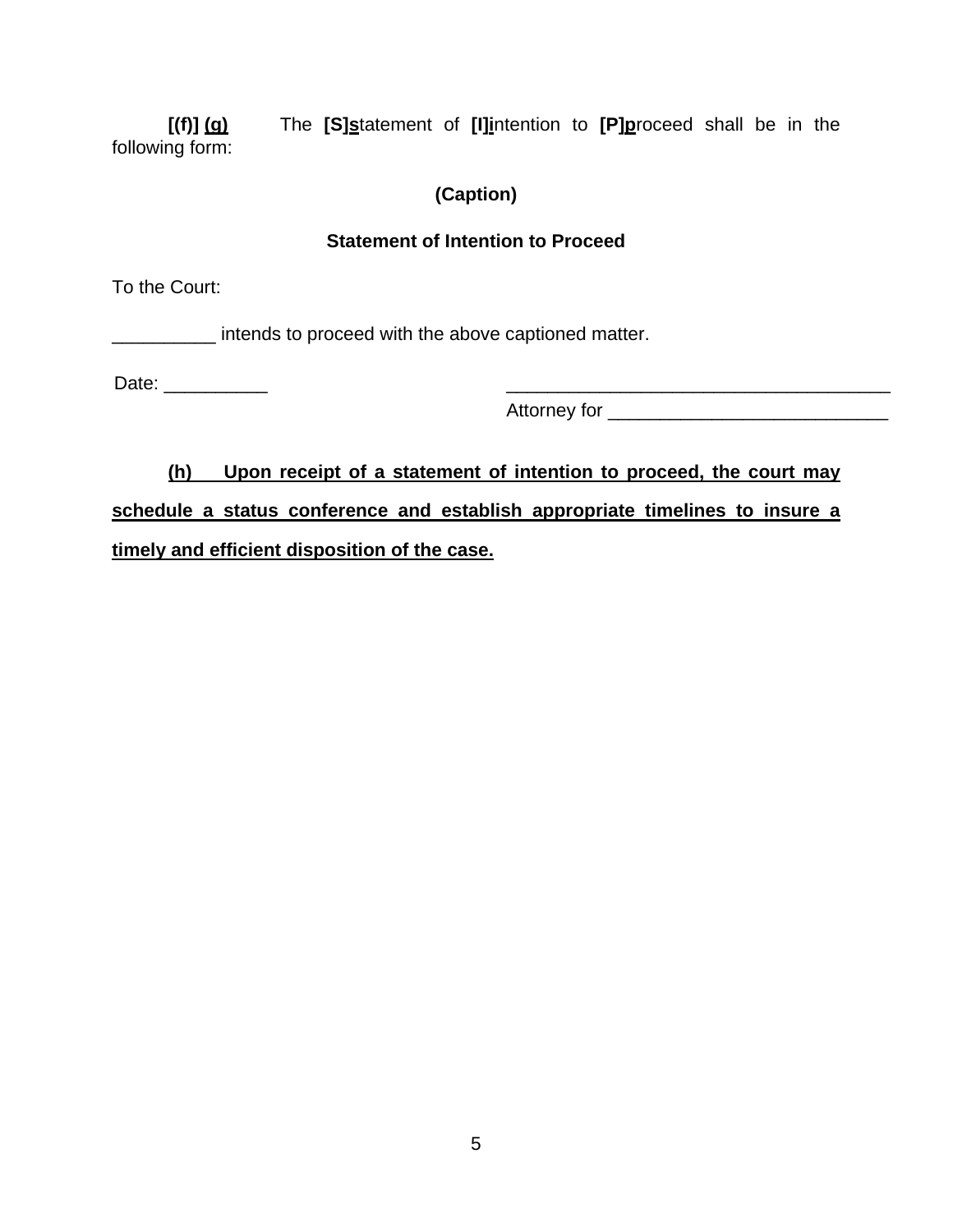**[(f)]** **<u>(g)</u>** The **[S]<u>s</u>**tatement of **[I]<u>i</u>**ntention to **[P]<u>p</u>**roceed shall be in the following form:

**(Caption)**

**Statement of Intention to Proceed**

To the Court:

__________ intends to proceed with the above captioned matter.

Date: __________

______________________________________
Attorney for ___________________________

**<u>(h) Upon receipt of a statement of intention to proceed, the court may schedule a status conference and establish appropriate timelines to insure a timely and efficient disposition of the case.</u>**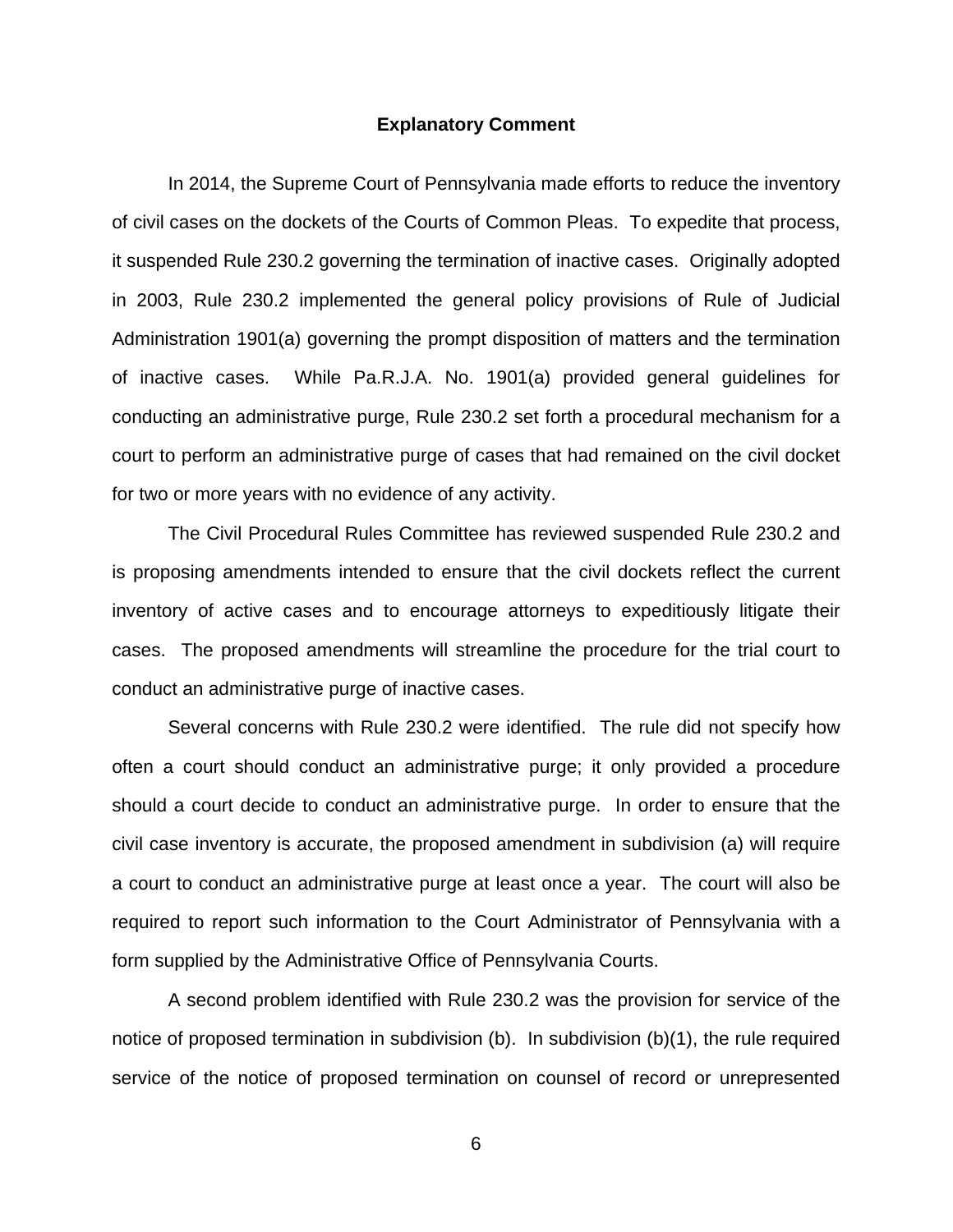## Explanatory Comment

In 2014, the Supreme Court of Pennsylvania made efforts to reduce the inventory of civil cases on the dockets of the Courts of Common Pleas. To expedite that process, it suspended Rule 230.2 governing the termination of inactive cases. Originally adopted in 2003, Rule 230.2 implemented the general policy provisions of Rule of Judicial Administration 1901(a) governing the prompt disposition of matters and the termination of inactive cases. While Pa.R.J.A. No. 1901(a) provided general guidelines for conducting an administrative purge, Rule 230.2 set forth a procedural mechanism for a court to perform an administrative purge of cases that had remained on the civil docket for two or more years with no evidence of any activity.

The Civil Procedural Rules Committee has reviewed suspended Rule 230.2 and is proposing amendments intended to ensure that the civil dockets reflect the current inventory of active cases and to encourage attorneys to expeditiously litigate their cases. The proposed amendments will streamline the procedure for the trial court to conduct an administrative purge of inactive cases.

Several concerns with Rule 230.2 were identified. The rule did not specify how often a court should conduct an administrative purge; it only provided a procedure should a court decide to conduct an administrative purge. In order to ensure that the civil case inventory is accurate, the proposed amendment in subdivision (a) will require a court to conduct an administrative purge at least once a year. The court will also be required to report such information to the Court Administrator of Pennsylvania with a form supplied by the Administrative Office of Pennsylvania Courts.

A second problem identified with Rule 230.2 was the provision for service of the notice of proposed termination in subdivision (b). In subdivision (b)(1), the rule required service of the notice of proposed termination on counsel of record or unrepresented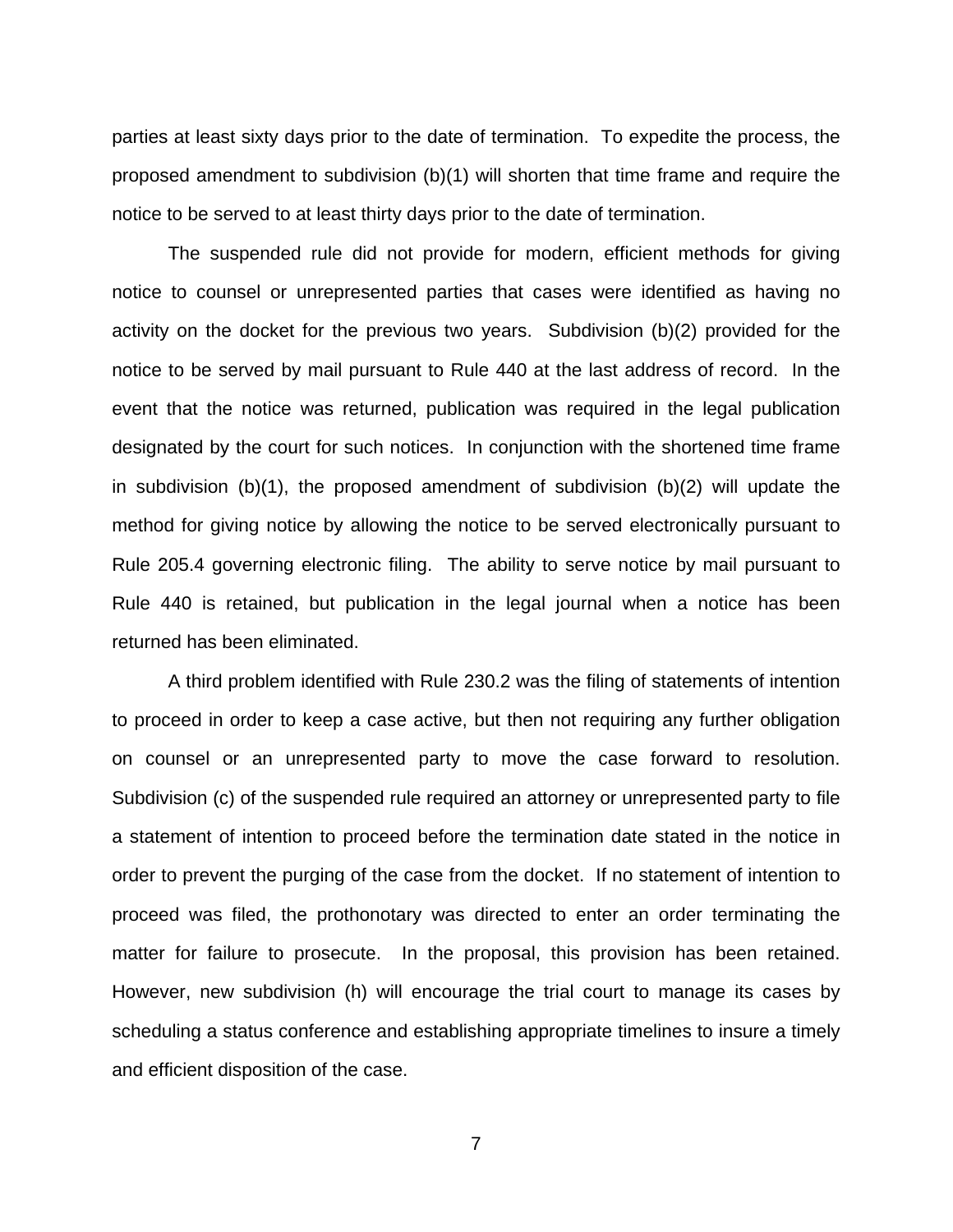parties at least sixty days prior to the date of termination. To expedite the process, the proposed amendment to subdivision (b)(1) will shorten that time frame and require the notice to be served to at least thirty days prior to the date of termination.

The suspended rule did not provide for modern, efficient methods for giving notice to counsel or unrepresented parties that cases were identified as having no activity on the docket for the previous two years. Subdivision (b)(2) provided for the notice to be served by mail pursuant to Rule 440 at the last address of record. In the event that the notice was returned, publication was required in the legal publication designated by the court for such notices. In conjunction with the shortened time frame in subdivision (b)(1), the proposed amendment of subdivision (b)(2) will update the method for giving notice by allowing the notice to be served electronically pursuant to Rule 205.4 governing electronic filing. The ability to serve notice by mail pursuant to Rule 440 is retained, but publication in the legal journal when a notice has been returned has been eliminated.

A third problem identified with Rule 230.2 was the filing of statements of intention to proceed in order to keep a case active, but then not requiring any further obligation on counsel or an unrepresented party to move the case forward to resolution. Subdivision (c) of the suspended rule required an attorney or unrepresented party to file a statement of intention to proceed before the termination date stated in the notice in order to prevent the purging of the case from the docket. If no statement of intention to proceed was filed, the prothonotary was directed to enter an order terminating the matter for failure to prosecute. In the proposal, this provision has been retained. However, new subdivision (h) will encourage the trial court to manage its cases by scheduling a status conference and establishing appropriate timelines to insure a timely and efficient disposition of the case.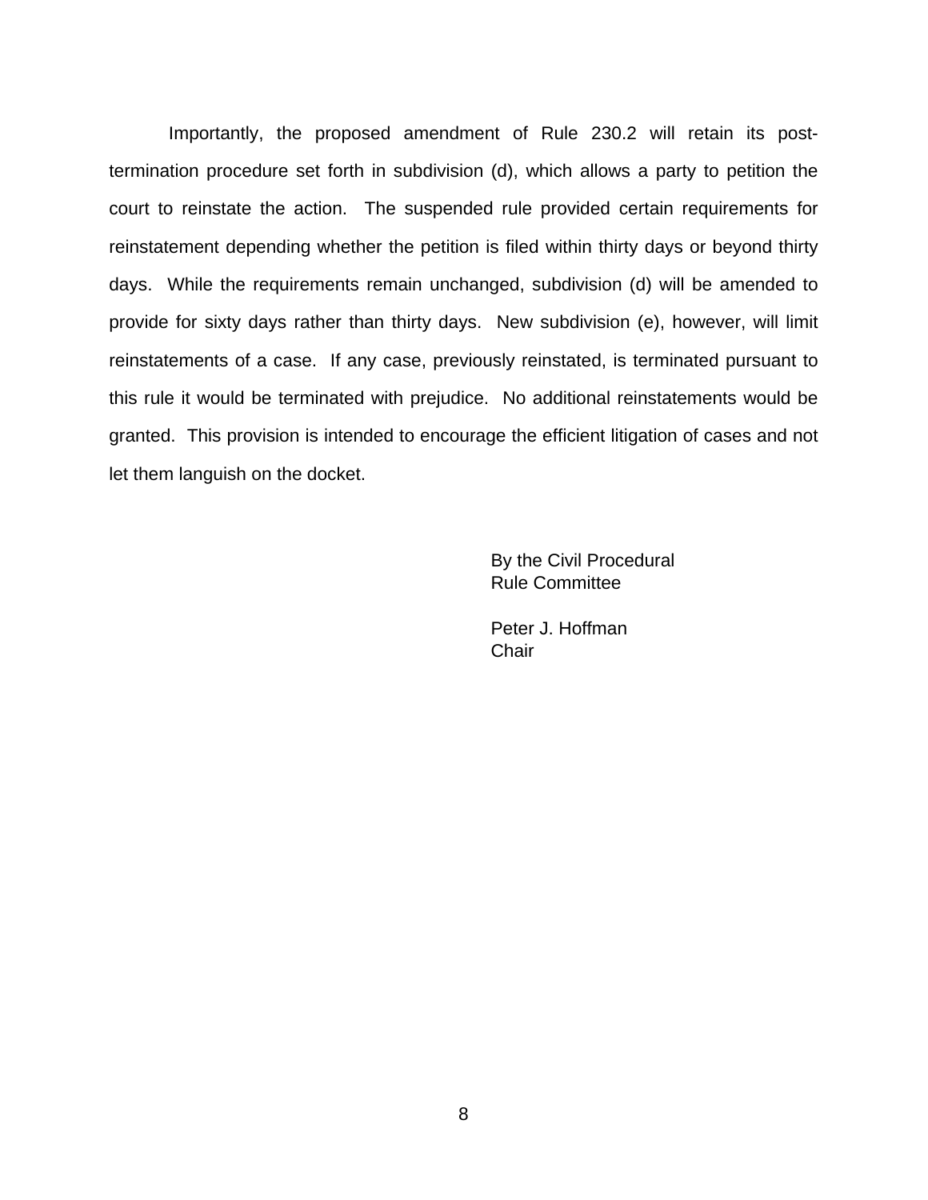Importantly, the proposed amendment of Rule 230.2 will retain its post-termination procedure set forth in subdivision (d), which allows a party to petition the court to reinstate the action. The suspended rule provided certain requirements for reinstatement depending whether the petition is filed within thirty days or beyond thirty days. While the requirements remain unchanged, subdivision (d) will be amended to provide for sixty days rather than thirty days. New subdivision (e), however, will limit reinstatements of a case. If any case, previously reinstated, is terminated pursuant to this rule it would be terminated with prejudice. No additional reinstatements would be granted. This provision is intended to encourage the efficient litigation of cases and not let them languish on the docket.

By the Civil Procedural
Rule Committee

Peter J. Hoffman
Chair